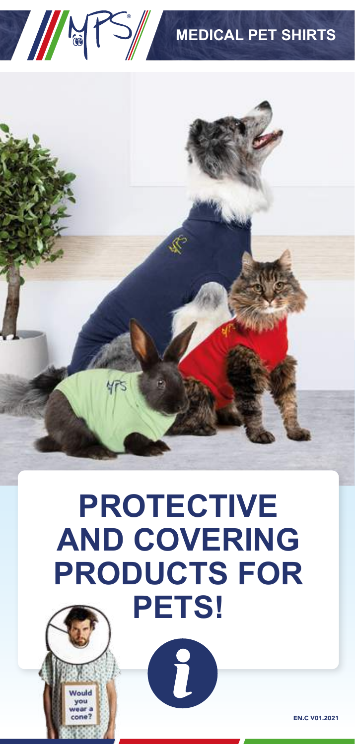MEDICAL PET SHIRTS

# PROTECTIVE AND COVERING PRODUCTS FOR PETS!

Would you wear a cone?

EN.C V01.2021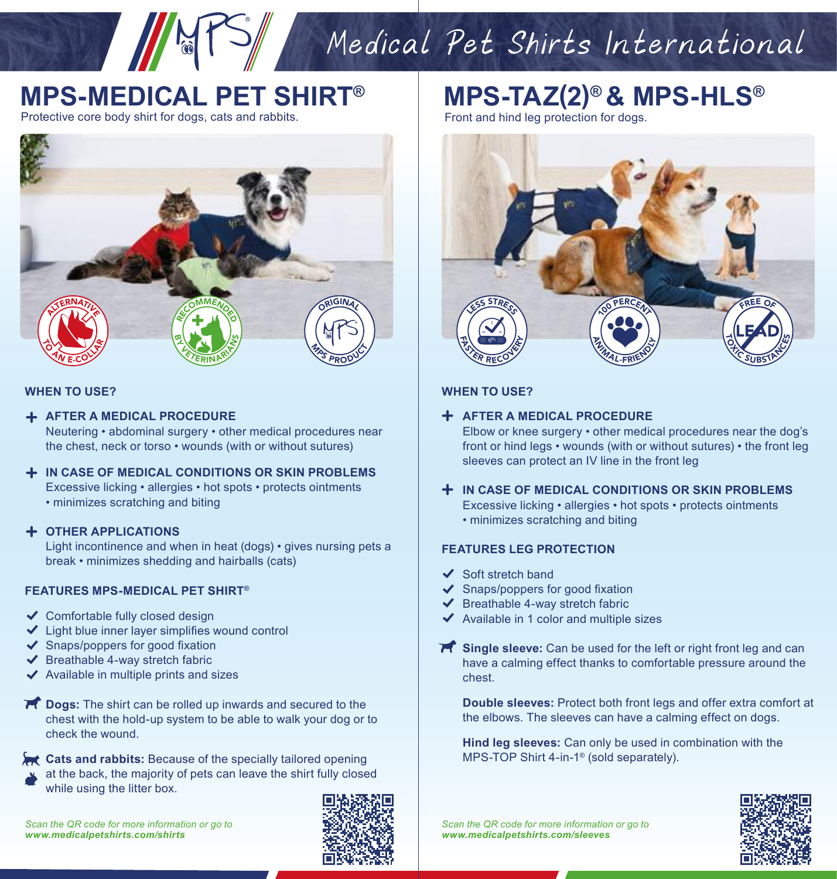Medical Pet Shirts International

# MPS-MEDICAL PET SHIRT®

Protective core body shirt for dogs, cats and rabbits.

ALTERNATIVE TO AN E-COLLAR · RECOMMENDED BY VETERINARIANS · ORIGINAL MPS PRODUCT

### WHEN TO USE?

**+ AFTER A MEDICAL PROCEDURE**
Neutering • abdominal surgery • other medical procedures near the chest, neck or torso • wounds (with or without sutures)

**+ IN CASE OF MEDICAL CONDITIONS OR SKIN PROBLEMS**
Excessive licking • allergies • hot spots • protects ointments • minimizes scratching and biting

**+ OTHER APPLICATIONS**
Light incontinence and when in heat (dogs) • gives nursing pets a break • minimizes shedding and hairballs (cats)

### FEATURES MPS-MEDICAL PET SHIRT®

- ✔ Comfortable fully closed design
- ✔ Light blue inner layer simplifies wound control
- ✔ Snaps/poppers for good fixation
- ✔ Breathable 4-way stretch fabric
- ✔ Available in multiple prints and sizes

**Dogs:** The shirt can be rolled up inwards and secured to the chest with the hold-up system to be able to walk your dog or to check the wound.

**Cats and rabbits:** Because of the specially tailored opening at the back, the majority of pets can leave the shirt fully closed while using the litter box.

*Scan the QR code for more information or go to* ***www.medicalpetshirts.com/shirts***

# MPS-TAZ(2)® & MPS-HLS®

Front and hind leg protection for dogs.

LESS STRESS FASTER RECOVERY · 100 PERCENT ANIMAL-FRIENDLY · FREE OF LEAD TOXIC SUBSTANCES

### WHEN TO USE?

**+ AFTER A MEDICAL PROCEDURE**
Elbow or knee surgery • other medical procedures near the dog's front or hind legs • wounds (with or without sutures) • the front leg sleeves can protect an IV line in the front leg

**+ IN CASE OF MEDICAL CONDITIONS OR SKIN PROBLEMS**
Excessive licking • allergies • hot spots • protects ointments • minimizes scratching and biting

### FEATURES LEG PROTECTION

- ✔ Soft stretch band
- ✔ Snaps/poppers for good fixation
- ✔ Breathable 4-way stretch fabric
- ✔ Available in 1 color and multiple sizes

**Single sleeve:** Can be used for the left or right front leg and can have a calming effect thanks to comfortable pressure around the chest.

**Double sleeves:** Protect both front legs and offer extra comfort at the elbows. The sleeves can have a calming effect on dogs.

**Hind leg sleeves:** Can only be used in combination with the MPS-TOP Shirt 4-in-1® (sold separately).

*Scan the QR code for more information or go to* ***www.medicalpetshirts.com/sleeves***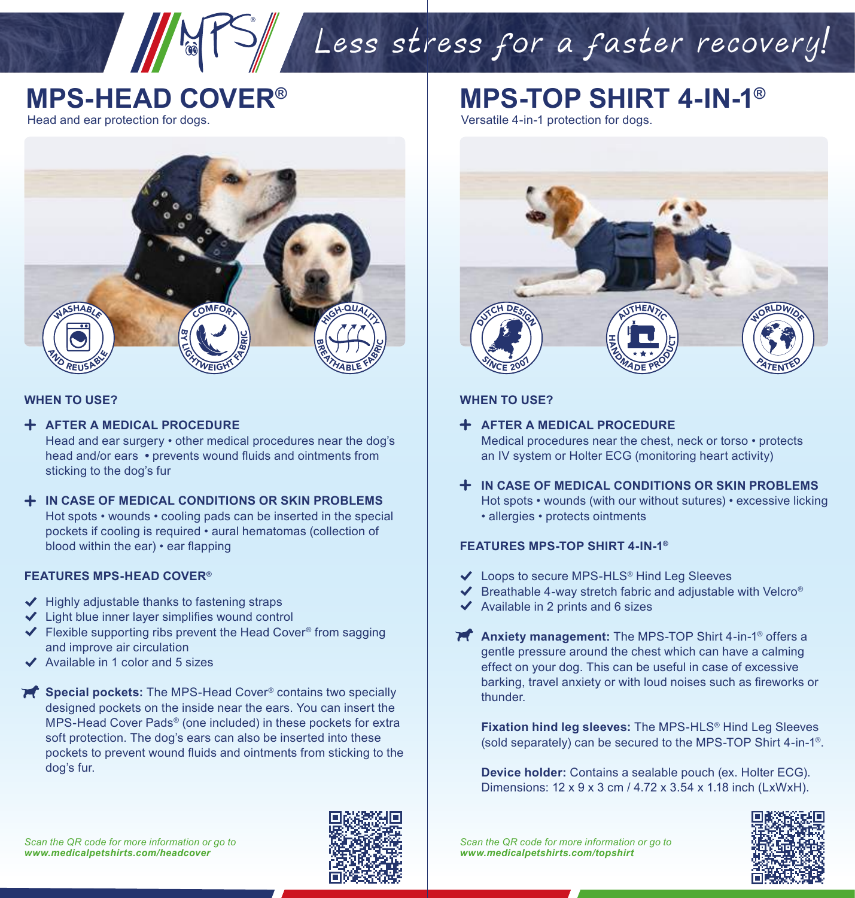Less stress for a faster recovery!

# MPS-HEAD COVER®

Head and ear protection for dogs.

WASHABLE AND REUSABLE · COMFORT BY LIGHTWEIGHT FABRIC · HIGH-QUALITY BREATHABLE FABRIC

### WHEN TO USE?

**+ AFTER A MEDICAL PROCEDURE**
Head and ear surgery • other medical procedures near the dog's head and/or ears • prevents wound fluids and ointments from sticking to the dog's fur

**+ IN CASE OF MEDICAL CONDITIONS OR SKIN PROBLEMS**
Hot spots • wounds • cooling pads can be inserted in the special pockets if cooling is required • aural hematomas (collection of blood within the ear) • ear flapping

### FEATURES MPS-HEAD COVER®

- ✔ Highly adjustable thanks to fastening straps
- ✔ Light blue inner layer simplifies wound control
- ✔ Flexible supporting ribs prevent the Head Cover® from sagging and improve air circulation
- ✔ Available in 1 color and 5 sizes

**Special pockets:** The MPS-Head Cover® contains two specially designed pockets on the inside near the ears. You can insert the MPS-Head Cover Pads® (one included) in these pockets for extra soft protection. The dog's ears can also be inserted into these pockets to prevent wound fluids and ointments from sticking to the dog's fur.

*Scan the QR code for more information or go to* ***www.medicalpetshirts.com/headcover***

# MPS-TOP SHIRT 4-IN-1®

Versatile 4-in-1 protection for dogs.

DUTCH DESIGN SINCE 2007 · AUTHENTIC HANDMADE PRODUCT · WORLDWIDE PATENTED

### WHEN TO USE?

**+ AFTER A MEDICAL PROCEDURE**
Medical procedures near the chest, neck or torso • protects an IV system or Holter ECG (monitoring heart activity)

**+ IN CASE OF MEDICAL CONDITIONS OR SKIN PROBLEMS**
Hot spots • wounds (with our without sutures) • excessive licking • allergies • protects ointments

### FEATURES MPS-TOP SHIRT 4-IN-1®

- ✔ Loops to secure MPS-HLS® Hind Leg Sleeves
- ✔ Breathable 4-way stretch fabric and adjustable with Velcro®
- ✔ Available in 2 prints and 6 sizes

**Anxiety management:** The MPS-TOP Shirt 4-in-1® offers a gentle pressure around the chest which can have a calming effect on your dog. This can be useful in case of excessive barking, travel anxiety or with loud noises such as fireworks or thunder.

**Fixation hind leg sleeves:** The MPS-HLS® Hind Leg Sleeves (sold separately) can be secured to the MPS-TOP Shirt 4-in-1®.

**Device holder:** Contains a sealable pouch (ex. Holter ECG). Dimensions: 12 x 9 x 3 cm / 4.72 x 3.54 x 1.18 inch (LxWxH).

*Scan the QR code for more information or go to* ***www.medicalpetshirts.com/topshirt***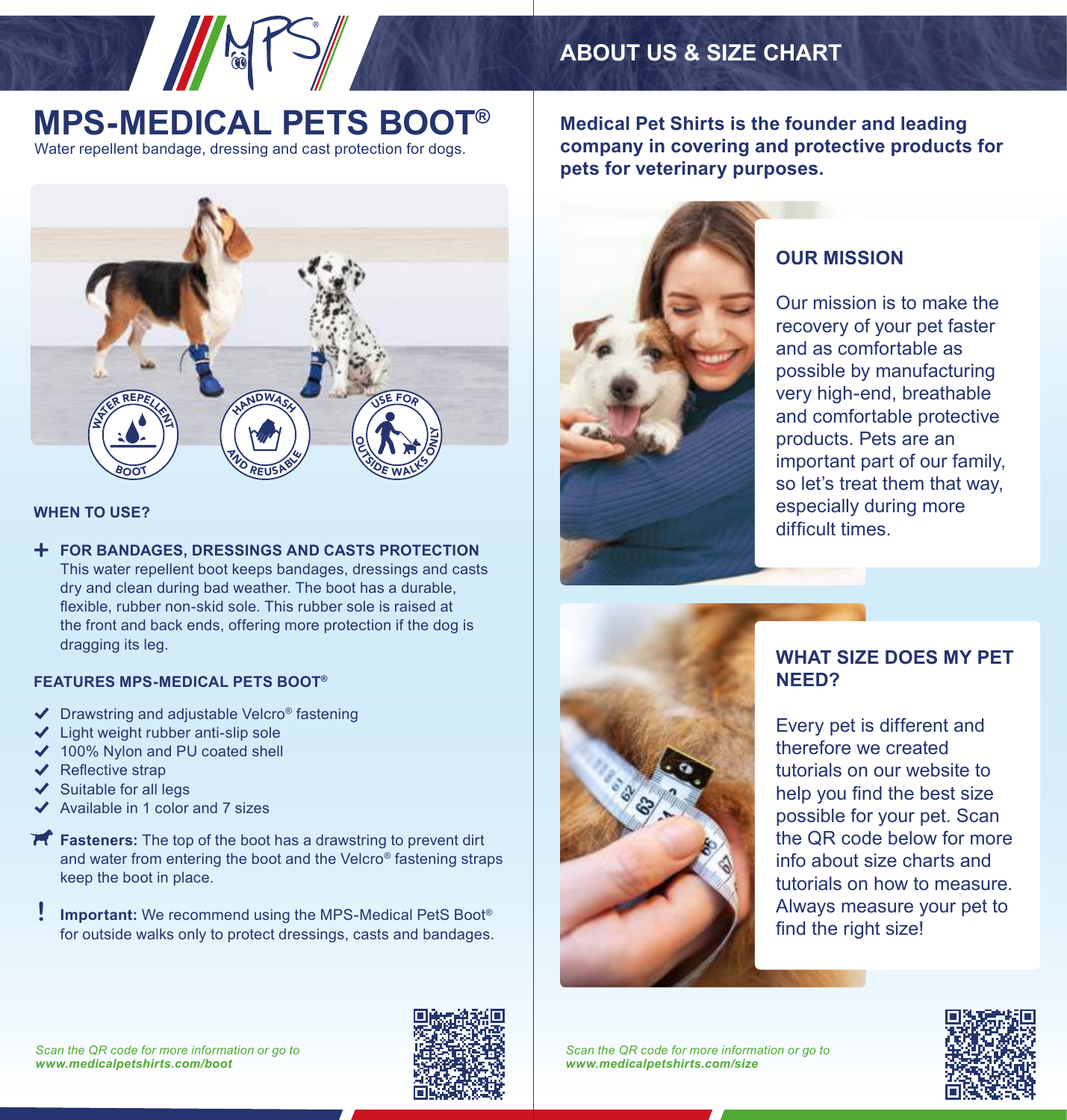# MPS-MEDICAL PETS BOOT®

Water repellent bandage, dressing and cast protection for dogs.

WATER REPELLENT BOOT

HANDWASH AND REUSABLE

USE FOR OUTSIDE WALKS ONLY

### WHEN TO USE?

**+ FOR BANDAGES, DRESSINGS AND CASTS PROTECTION**

This water repellent boot keeps bandages, dressings and casts dry and clean during bad weather. The boot has a durable, flexible, rubber non-skid sole. This rubber sole is raised at the front and back ends, offering more protection if the dog is dragging its leg.

### FEATURES MPS-MEDICAL PETS BOOT®

- ✔ Drawstring and adjustable Velcro® fastening
- ✔ Light weight rubber anti-slip sole
- ✔ 100% Nylon and PU coated shell
- ✔ Reflective strap
- ✔ Suitable for all legs
- ✔ Available in 1 color and 7 sizes

**Fasteners:** The top of the boot has a drawstring to prevent dirt and water from entering the boot and the Velcro® fastening straps keep the boot in place.

**! Important:** We recommend using the MPS-Medical PetS Boot® for outside walks only to protect dressings, casts and bandages.

*Scan the QR code for more information or go to* ***www.medicalpetshirts.com/boot***

## ABOUT US & SIZE CHART

**Medical Pet Shirts is the founder and leading company in covering and protective products for pets for veterinary purposes.**

### OUR MISSION

Our mission is to make the recovery of your pet faster and as comfortable as possible by manufacturing very high-end, breathable and comfortable protective products. Pets are an important part of our family, so let's treat them that way, especially during more difficult times.

### WHAT SIZE DOES MY PET NEED?

Every pet is different and therefore we created tutorials on our website to help you find the best size possible for your pet. Scan the QR code below for more info about size charts and tutorials on how to measure. Always measure your pet to find the right size!

*Scan the QR code for more information or go to* ***www.medicalpetshirts.com/size***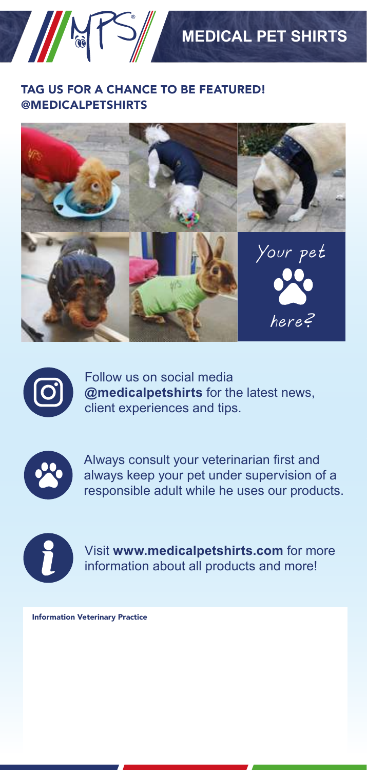# MEDICAL PET SHIRTS

## TAG US FOR A CHANCE TO BE FEATURED! @MEDICALPETSHIRTS

*Your pet here?*

Follow us on social media **@medicalpetshirts** for the latest news, client experiences and tips.

Always consult your veterinarian first and always keep your pet under supervision of a responsible adult while he uses our products.

Visit **www.medicalpetshirts.com** for more information about all products and more!

**Information Veterinary Practice**